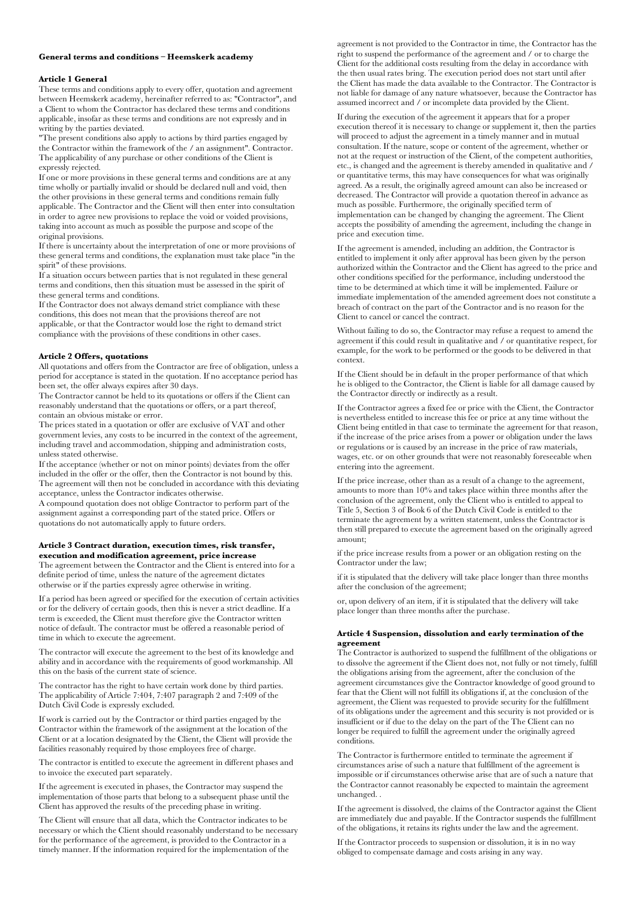# General terms and conditions – Heemskerk academy

## Article 1 General

These terms and conditions apply to every offer, quotation and agreement between Heemskerk academy, hereinafter referred to as: "Contractor", and a Client to whom the Contractor has declared these terms and conditions applicable, insofar as these terms and conditions are not expressly and in writing by the parties deviated.

"The present conditions also apply to actions by third parties engaged by the Contractor within the framework of the / an assignment". Contractor. The applicability of any purchase or other conditions of the Client is expressly rejected.

If one or more provisions in these general terms and conditions are at any time wholly or partially invalid or should be declared null and void, then the other provisions in these general terms and conditions remain fully applicable. The Contractor and the Client will then enter into consultation in order to agree new provisions to replace the void or voided provisions, taking into account as much as possible the purpose and scope of the original provisions.

If there is uncertainty about the interpretation of one or more provisions of these general terms and conditions, the explanation must take place "in the spirit" of these provisions.

If a situation occurs between parties that is not regulated in these general terms and conditions, then this situation must be assessed in the spirit of these general terms and conditions.

If the Contractor does not always demand strict compliance with these conditions, this does not mean that the provisions thereof are not applicable, or that the Contractor would lose the right to demand strict compliance with the provisions of these conditions in other cases.

## Article 2 Offers, quotations

All quotations and offers from the Contractor are free of obligation, unless a period for acceptance is stated in the quotation. If no acceptance period has been set, the offer always expires after 30 days.

The Contractor cannot be held to its quotations or offers if the Client can reasonably understand that the quotations or offers, or a part thereof, contain an obvious mistake or error.

The prices stated in a quotation or offer are exclusive of VAT and other government levies, any costs to be incurred in the context of the agreement, including travel and accommodation, shipping and administration costs, unless stated otherwise.

If the acceptance (whether or not on minor points) deviates from the offer included in the offer or the offer, then the Contractor is not bound by this. The agreement will then not be concluded in accordance with this deviating acceptance, unless the Contractor indicates otherwise.

A compound quotation does not oblige Contractor to perform part of the assignment against a corresponding part of the stated price. Offers or quotations do not automatically apply to future orders.

## Article 3 Contract duration, execution times, risk transfer, execution and modification agreement, price increase

The agreement between the Contractor and the Client is entered into for a definite period of time, unless the nature of the agreement dictates otherwise or if the parties expressly agree otherwise in writing.

If a period has been agreed or specified for the execution of certain activities or for the delivery of certain goods, then this is never a strict deadline. If a term is exceeded, the Client must therefore give the Contractor written notice of default. The contractor must be offered a reasonable period of time in which to execute the agreement.

The contractor will execute the agreement to the best of its knowledge and ability and in accordance with the requirements of good workmanship. All this on the basis of the current state of science.

The contractor has the right to have certain work done by third parties. The applicability of Article 7:404, 7:407 paragraph 2 and 7:409 of the Dutch Civil Code is expressly excluded.

If work is carried out by the Contractor or third parties engaged by the Contractor within the framework of the assignment at the location of the Client or at a location designated by the Client, the Client will provide the facilities reasonably required by those employees free of charge.

The contractor is entitled to execute the agreement in different phases and to invoice the executed part separately.

If the agreement is executed in phases, the Contractor may suspend the implementation of those parts that belong to a subsequent phase until the Client has approved the results of the preceding phase in writing.

The Client will ensure that all data, which the Contractor indicates to be necessary or which the Client should reasonably understand to be necessary for the performance of the agreement, is provided to the Contractor in a timely manner. If the information required for the implementation of the agreement is not provided to the Contractor in time, the Contractor has the right to suspend the performance of the agreement and / or to charge the Client for the additional costs resulting from the delay in accordance with the then usual rates bring. The execution period does not start until after the Client has made the data available to the Contractor. The Contractor is not liable for damage of any nature whatsoever, because the Contractor has assumed incorrect and / or incomplete data provided by the Client.

If during the execution of the agreement it appears that for a proper execution thereof it is necessary to change or supplement it, then the parties will proceed to adjust the agreement in a timely manner and in mutual consultation. If the nature, scope or content of the agreement, whether or not at the request or instruction of the Client, of the competent authorities, etc., is changed and the agreement is thereby amended in qualitative and / or quantitative terms, this may have consequences for what was originally agreed. As a result, the originally agreed amount can also be increased or decreased. The Contractor will provide a quotation thereof in advance as much as possible. Furthermore, the originally specified term of implementation can be changed by changing the agreement. The Client accepts the possibility of amending the agreement, including the change in price and execution time.

If the agreement is amended, including an addition, the Contractor is entitled to implement it only after approval has been given by the person authorized within the Contractor and the Client has agreed to the price and other conditions specified for the performance, including understood the time to be determined at which time it will be implemented. Failure or immediate implementation of the amended agreement does not constitute a breach of contract on the part of the Contractor and is no reason for the Client to cancel or cancel the contract.

Without failing to do so, the Contractor may refuse a request to amend the agreement if this could result in qualitative and / or quantitative respect, for example, for the work to be performed or the goods to be delivered in that context.

If the Client should be in default in the proper performance of that which he is obliged to the Contractor, the Client is liable for all damage caused by the Contractor directly or indirectly as a result.

If the Contractor agrees a fixed fee or price with the Client, the Contractor is nevertheless entitled to increase this fee or price at any time without the Client being entitled in that case to terminate the agreement for that reason, if the increase of the price arises from a power or obligation under the laws or regulations or is caused by an increase in the price of raw materials, wages, etc. or on other grounds that were not reasonably foreseeable when entering into the agreement.

If the price increase, other than as a result of a change to the agreement, amounts to more than 10% and takes place within three months after the conclusion of the agreement, only the Client who is entitled to appeal to Title 5, Section 3 of Book 6 of the Dutch Civil Code is entitled to the terminate the agreement by a written statement, unless the Contractor is then still prepared to execute the agreement based on the originally agreed amount;

if the price increase results from a power or an obligation resting on the Contractor under the law;

if it is stipulated that the delivery will take place longer than three months after the conclusion of the agreement;

or, upon delivery of an item, if it is stipulated that the delivery will take place longer than three months after the purchase.

## Article 4 Suspension, dissolution and early termination of the agreement

The Contractor is authorized to suspend the fulfillment of the obligations or to dissolve the agreement if the Client does not, not fully or not timely, fulfill the obligations arising from the agreement, after the conclusion of the agreement circumstances give the Contractor knowledge of good ground to fear that the Client will not fulfill its obligations if, at the conclusion of the agreement, the Client was requested to provide security for the fulfillment of its obligations under the agreement and this security is not provided or is insufficient or if due to the delay on the part of the The Client can no longer be required to fulfill the agreement under the originally agreed conditions.

The Contractor is furthermore entitled to terminate the agreement if circumstances arise of such a nature that fulfillment of the agreement is impossible or if circumstances otherwise arise that are of such a nature that the Contractor cannot reasonably be expected to maintain the agreement unchanged. .

If the agreement is dissolved, the claims of the Contractor against the Client are immediately due and payable. If the Contractor suspends the fulfillment of the obligations, it retains its rights under the law and the agreement.

If the Contractor proceeds to suspension or dissolution, it is in no way obliged to compensate damage and costs arising in any way.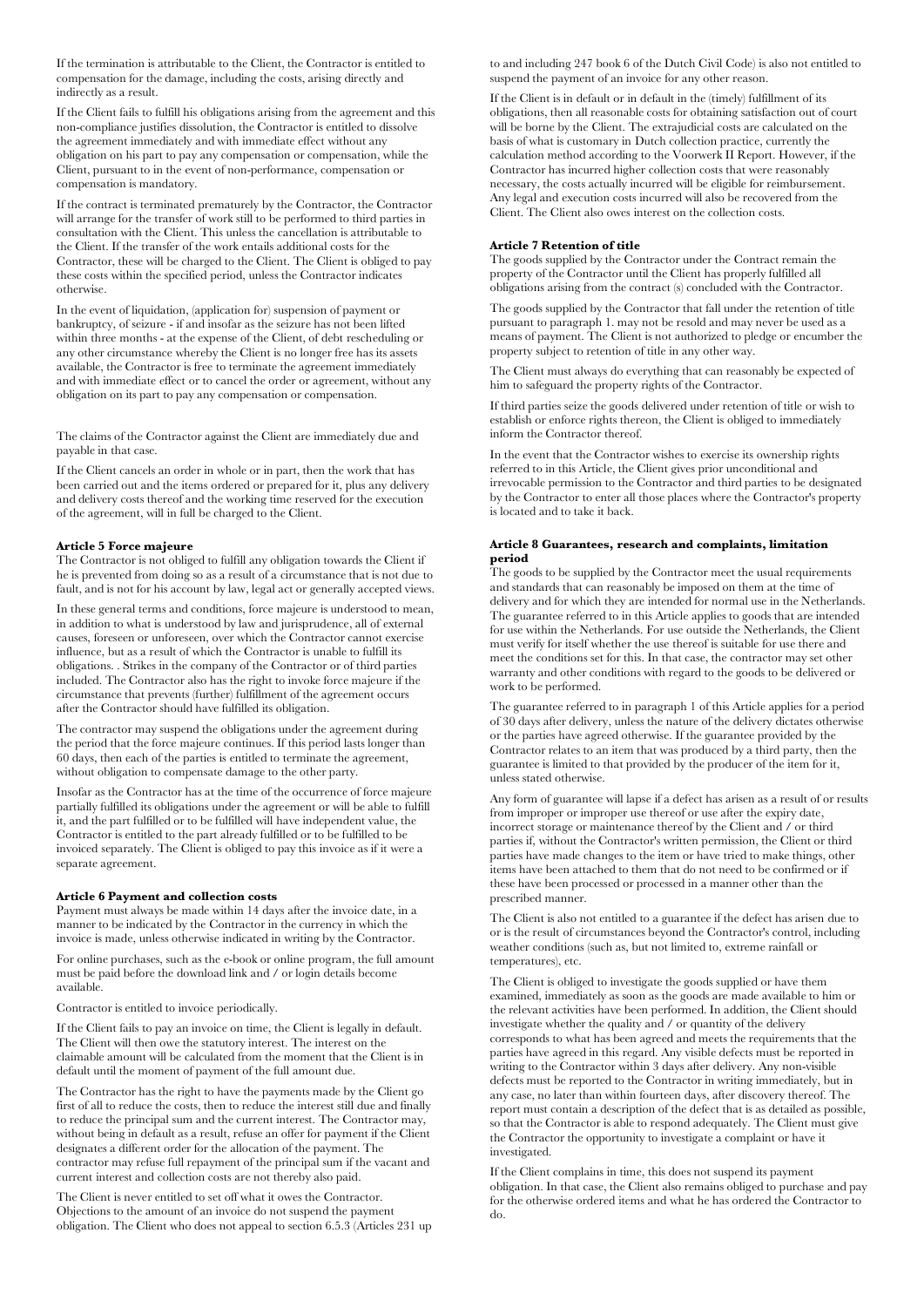If the termination is attributable to the Client, the Contractor is entitled to compensation for the damage, including the costs, arising directly and indirectly as a result.

If the Client fails to fulfill his obligations arising from the agreement and this non-compliance justifies dissolution, the Contractor is entitled to dissolve the agreement immediately and with immediate effect without any obligation on his part to pay any compensation or compensation, while the Client, pursuant to in the event of non-performance, compensation or compensation is mandatory.

If the contract is terminated prematurely by the Contractor, the Contractor will arrange for the transfer of work still to be performed to third parties in consultation with the Client. This unless the cancellation is attributable to the Client. If the transfer of the work entails additional costs for the Contractor, these will be charged to the Client. The Client is obliged to pay these costs within the specified period, unless the Contractor indicates otherwise.

In the event of liquidation, (application for) suspension of payment or bankruptcy, of seizure - if and insofar as the seizure has not been lifted within three months - at the expense of the Client, of debt rescheduling or any other circumstance whereby the Client is no longer free has its assets available, the Contractor is free to terminate the agreement immediately and with immediate effect or to cancel the order or agreement, without any obligation on its part to pay any compensation or compensation.

The claims of the Contractor against the Client are immediately due and payable in that case.

If the Client cancels an order in whole or in part, then the work that has been carried out and the items ordered or prepared for it, plus any delivery and delivery costs thereof and the working time reserved for the execution of the agreement, will in full be charged to the Client.

**Article 5 Force majeure**

The Contractor is not obliged to fulfill any obligation towards the Client if he is prevented from doing so as a result of a circumstance that is not due to fault, and is not for his account by law, legal act or generally accepted views.

In these general terms and conditions, force majeure is understood to mean, in addition to what is understood by law and jurisprudence, all of external causes, foreseen or unforeseen, over which the Contractor cannot exercise influence, but as a result of which the Contractor is unable to fulfill its obligations. . Strikes in the company of the Contractor or of third parties included. The Contractor also has the right to invoke force majeure if the circumstance that prevents (further) fulfillment of the agreement occurs after the Contractor should have fulfilled its obligation.

The contractor may suspend the obligations under the agreement during the period that the force majeure continues. If this period lasts longer than 60 days, then each of the parties is entitled to terminate the agreement, without obligation to compensate damage to the other party.

Insofar as the Contractor has at the time of the occurrence of force majeure partially fulfilled its obligations under the agreement or will be able to fulfill it, and the part fulfilled or to be fulfilled will have independent value, the Contractor is entitled to the part already fulfilled or to be fulfilled to be invoiced separately. The Client is obliged to pay this invoice as if it were a separate agreement.

**Article 6 Payment and collection costs**

Payment must always be made within 14 days after the invoice date, in a manner to be indicated by the Contractor in the currency in which the invoice is made, unless otherwise indicated in writing by the Contractor.

For online purchases, such as the e-book or online program, the full amount must be paid before the download link and / or login details become available.

Contractor is entitled to invoice periodically.

If the Client fails to pay an invoice on time, the Client is legally in default. The Client will then owe the statutory interest. The interest on the claimable amount will be calculated from the moment that the Client is in default until the moment of payment of the full amount due.

The Contractor has the right to have the payments made by the Client go first of all to reduce the costs, then to reduce the interest still due and finally to reduce the principal sum and the current interest. The Contractor may, without being in default as a result, refuse an offer for payment if the Client designates a different order for the allocation of the payment. The contractor may refuse full repayment of the principal sum if the vacant and current interest and collection costs are not thereby also paid.

The Client is never entitled to set off what it owes the Contractor. Objections to the amount of an invoice do not suspend the payment obligation. The Client who does not appeal to section 6.5.3 (Articles 231 up to and including 247 book 6 of the Dutch Civil Code) is also not entitled to suspend the payment of an invoice for any other reason.

If the Client is in default or in default in the (timely) fulfillment of its obligations, then all reasonable costs for obtaining satisfaction out of court will be borne by the Client. The extrajudicial costs are calculated on the basis of what is customary in Dutch collection practice, currently the calculation method according to the Voorwerk II Report. However, if the Contractor has incurred higher collection costs that were reasonably necessary, the costs actually incurred will be eligible for reimbursement. Any legal and execution costs incurred will also be recovered from the Client. The Client also owes interest on the collection costs.

**Article 7 Retention of title**

The goods supplied by the Contractor under the Contract remain the property of the Contractor until the Client has properly fulfilled all obligations arising from the contract (s) concluded with the Contractor.

The goods supplied by the Contractor that fall under the retention of title pursuant to paragraph 1. may not be resold and may never be used as a means of payment. The Client is not authorized to pledge or encumber the property subject to retention of title in any other way.

The Client must always do everything that can reasonably be expected of him to safeguard the property rights of the Contractor.

If third parties seize the goods delivered under retention of title or wish to establish or enforce rights thereon, the Client is obliged to immediately inform the Contractor thereof.

In the event that the Contractor wishes to exercise its ownership rights referred to in this Article, the Client gives prior unconditional and irrevocable permission to the Contractor and third parties to be designated by the Contractor to enter all those places where the Contractor's property is located and to take it back.

**Article 8 Guarantees, research and complaints, limitation period**

The goods to be supplied by the Contractor meet the usual requirements and standards that can reasonably be imposed on them at the time of delivery and for which they are intended for normal use in the Netherlands. The guarantee referred to in this Article applies to goods that are intended for use within the Netherlands. For use outside the Netherlands, the Client must verify for itself whether the use thereof is suitable for use there and meet the conditions set for this. In that case, the contractor may set other warranty and other conditions with regard to the goods to be delivered or work to be performed.

The guarantee referred to in paragraph 1 of this Article applies for a period of 30 days after delivery, unless the nature of the delivery dictates otherwise or the parties have agreed otherwise. If the guarantee provided by the Contractor relates to an item that was produced by a third party, then the guarantee is limited to that provided by the producer of the item for it, unless stated otherwise.

Any form of guarantee will lapse if a defect has arisen as a result of or results from improper or improper use thereof or use after the expiry date, incorrect storage or maintenance thereof by the Client and / or third parties if, without the Contractor's written permission, the Client or third parties have made changes to the item or have tried to make things, other items have been attached to them that do not need to be confirmed or if these have been processed or processed in a manner other than the prescribed manner.

The Client is also not entitled to a guarantee if the defect has arisen due to or is the result of circumstances beyond the Contractor's control, including weather conditions (such as, but not limited to, extreme rainfall or temperatures), etc.

The Client is obliged to investigate the goods supplied or have them examined, immediately as soon as the goods are made available to him or the relevant activities have been performed. In addition, the Client should investigate whether the quality and / or quantity of the delivery corresponds to what has been agreed and meets the requirements that the parties have agreed in this regard. Any visible defects must be reported in writing to the Contractor within 3 days after delivery. Any non-visible defects must be reported to the Contractor in writing immediately, but in any case, no later than within fourteen days, after discovery thereof. The report must contain a description of the defect that is as detailed as possible, so that the Contractor is able to respond adequately. The Client must give the Contractor the opportunity to investigate a complaint or have it investigated.

If the Client complains in time, this does not suspend its payment obligation. In that case, the Client also remains obliged to purchase and pay for the otherwise ordered items and what he has ordered the Contractor to do.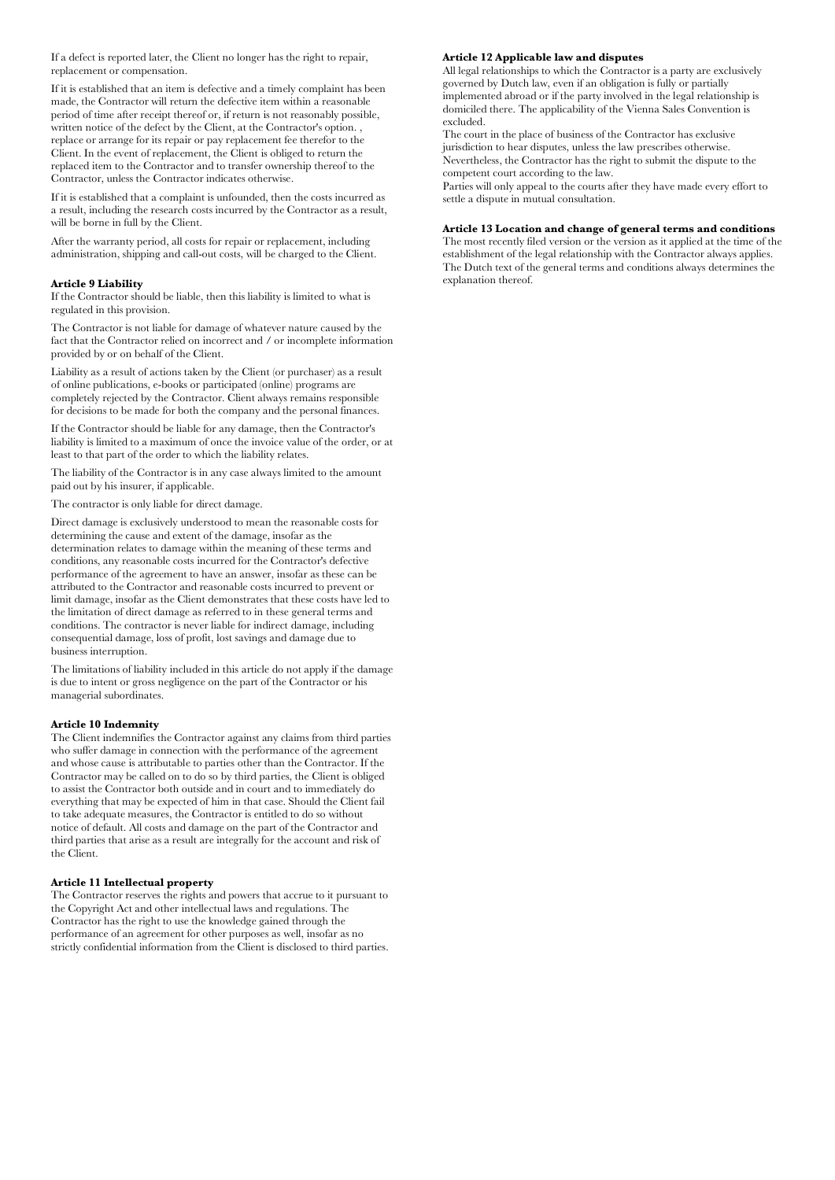If a defect is reported later, the Client no longer has the right to repair, replacement or compensation.

If it is established that an item is defective and a timely complaint has been made, the Contractor will return the defective item within a reasonable period of time after receipt thereof or, if return is not reasonably possible, written notice of the defect by the Client, at the Contractor's option. , replace or arrange for its repair or pay replacement fee therefor to the Client. In the event of replacement, the Client is obliged to return the replaced item to the Contractor and to transfer ownership thereof to the Contractor, unless the Contractor indicates otherwise.

If it is established that a complaint is unfounded, then the costs incurred as a result, including the research costs incurred by the Contractor as a result, will be borne in full by the Client.

After the warranty period, all costs for repair or replacement, including administration, shipping and call-out costs, will be charged to the Client.

#### Article 9 Liability

If the Contractor should be liable, then this liability is limited to what is regulated in this provision.

The Contractor is not liable for damage of whatever nature caused by the fact that the Contractor relied on incorrect and / or incomplete information provided by or on behalf of the Client.

Liability as a result of actions taken by the Client (or purchaser) as a result of online publications, e-books or participated (online) programs are completely rejected by the Contractor. Client always remains responsible for decisions to be made for both the company and the personal finances.

If the Contractor should be liable for any damage, then the Contractor's liability is limited to a maximum of once the invoice value of the order, or at least to that part of the order to which the liability relates.

The liability of the Contractor is in any case always limited to the amount paid out by his insurer, if applicable.

The contractor is only liable for direct damage.

Direct damage is exclusively understood to mean the reasonable costs for determining the cause and extent of the damage, insofar as the determination relates to damage within the meaning of these terms and conditions, any reasonable costs incurred for the Contractor's defective performance of the agreement to have an answer, insofar as these can be attributed to the Contractor and reasonable costs incurred to prevent or limit damage, insofar as the Client demonstrates that these costs have led to the limitation of direct damage as referred to in these general terms and conditions. The contractor is never liable for indirect damage, including consequential damage, loss of profit, lost savings and damage due to business interruption.

The limitations of liability included in this article do not apply if the damage is due to intent or gross negligence on the part of the Contractor or his managerial subordinates.

#### Article 10 Indemnity

The Client indemnifies the Contractor against any claims from third parties who suffer damage in connection with the performance of the agreement and whose cause is attributable to parties other than the Contractor. If the Contractor may be called on to do so by third parties, the Client is obliged to assist the Contractor both outside and in court and to immediately do everything that may be expected of him in that case. Should the Client fail to take adequate measures, the Contractor is entitled to do so without notice of default. All costs and damage on the part of the Contractor and third parties that arise as a result are integrally for the account and risk of the Client.

#### Article 11 Intellectual property

The Contractor reserves the rights and powers that accrue to it pursuant to the Copyright Act and other intellectual laws and regulations. The Contractor has the right to use the knowledge gained through the performance of an agreement for other purposes as well, insofar as no strictly confidential information from the Client is disclosed to third parties.

#### Article 12 Applicable law and disputes

All legal relationships to which the Contractor is a party are exclusively governed by Dutch law, even if an obligation is fully or partially implemented abroad or if the party involved in the legal relationship is domiciled there. The applicability of the Vienna Sales Convention is excluded.
The court in the place of business of the Contractor has exclusive jurisdiction to hear disputes, unless the law prescribes otherwise. Nevertheless, the Contractor has the right to submit the dispute to the competent court according to the law.
Parties will only appeal to the courts after they have made every effort to settle a dispute in mutual consultation.

#### Article 13 Location and change of general terms and conditions

The most recently filed version or the version as it applied at the time of the establishment of the legal relationship with the Contractor always applies. The Dutch text of the general terms and conditions always determines the explanation thereof.